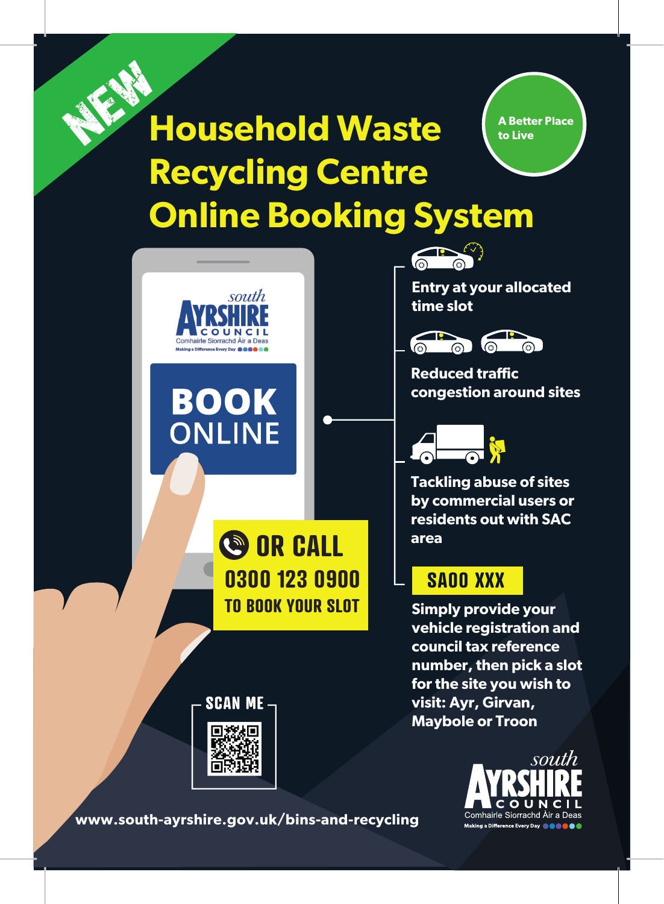NEW

# Household Waste Recycling Centre Online Booking System

A Better Place to Live

south AYRSHIRE COUNCIL
Comhairle Siorrachd Àir a Deas
Making a Difference Every Day

**BOOK ONLINE**

**OR CALL 0300 123 0900 TO BOOK YOUR SLOT**

SCAN ME

**Entry at your allocated time slot**

**Reduced traffic congestion around sites**

**Tackling abuse of sites by commercial users or residents out with SAC area**

SA00 XXX

**Simply provide your vehicle registration and council tax reference number, then pick a slot for the site you wish to visit: Ayr, Girvan, Maybole or Troon**

**www.south-ayrshire.gov.uk/bins-and-recycling**

south AYRSHIRE COUNCIL
Comhairle Siorrachd Àir a Deas
Making a Difference Every Day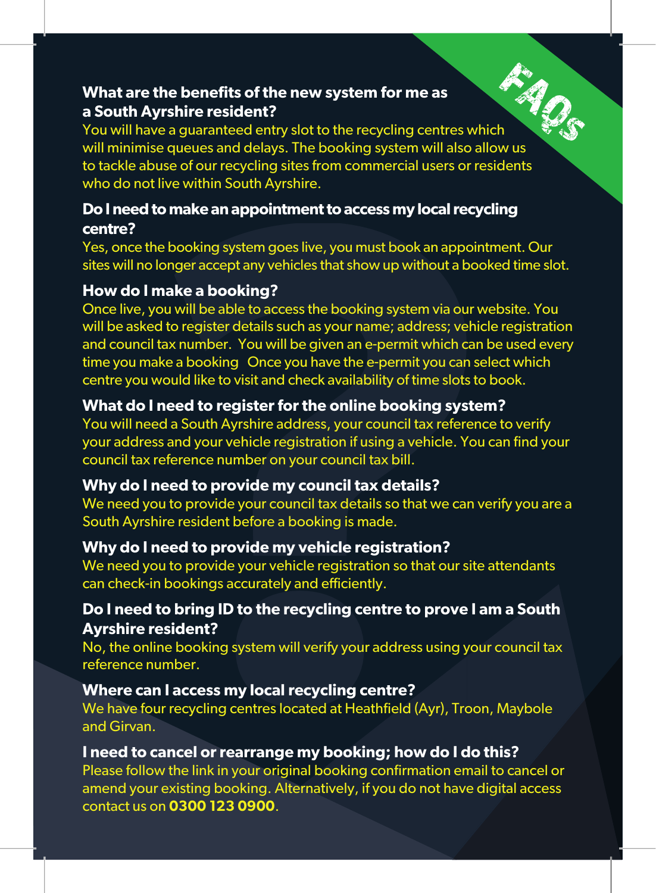FAQs

**What are the benefits of the new system for me as a South Ayrshire resident?**

You will have a guaranteed entry slot to the recycling centres which will minimise queues and delays. The booking system will also allow us to tackle abuse of our recycling sites from commercial users or residents who do not live within South Ayrshire.

**Do I need to make an appointment to access my local recycling centre?**

Yes, once the booking system goes live, you must book an appointment. Our sites will no longer accept any vehicles that show up without a booked time slot.

**How do I make a booking?**

Once live, you will be able to access the booking system via our website. You will be asked to register details such as your name; address; vehicle registration and council tax number. You will be given an e-permit which can be used every time you make a booking Once you have the e-permit you can select which centre you would like to visit and check availability of time slots to book.

**What do I need to register for the online booking system?**

You will need a South Ayrshire address, your council tax reference to verify your address and your vehicle registration if using a vehicle. You can find your council tax reference number on your council tax bill.

**Why do I need to provide my council tax details?**

We need you to provide your council tax details so that we can verify you are a South Ayrshire resident before a booking is made.

**Why do I need to provide my vehicle registration?**

We need you to provide your vehicle registration so that our site attendants can check-in bookings accurately and efficiently.

**Do I need to bring ID to the recycling centre to prove I am a South Ayrshire resident?**

No, the online booking system will verify your address using your council tax reference number.

**Where can I access my local recycling centre?**

We have four recycling centres located at Heathfield (Ayr), Troon, Maybole and Girvan.

**I need to cancel or rearrange my booking; how do I do this?**

Please follow the link in your original booking confirmation email to cancel or amend your existing booking. Alternatively, if you do not have digital access contact us on **0300 123 0900**.